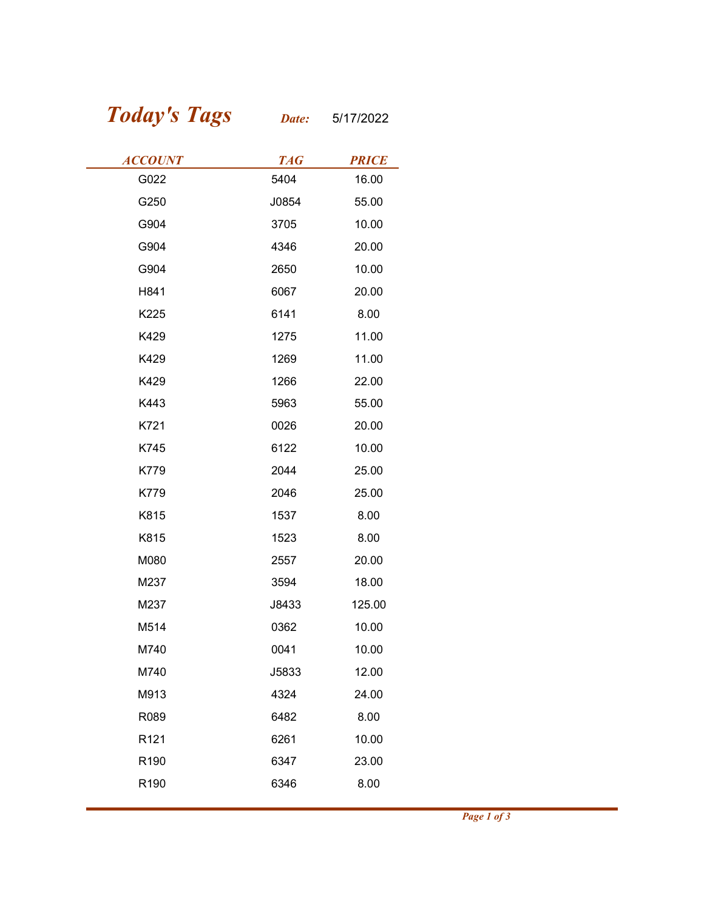# *Today's Tags*

***Date:*** 5/17/2022

| ACCOUNT | TAG | PRICE |
|---|---|---|
| G022 | 5404 | 16.00 |
| G250 | J0854 | 55.00 |
| G904 | 3705 | 10.00 |
| G904 | 4346 | 20.00 |
| G904 | 2650 | 10.00 |
| H841 | 6067 | 20.00 |
| K225 | 6141 | 8.00 |
| K429 | 1275 | 11.00 |
| K429 | 1269 | 11.00 |
| K429 | 1266 | 22.00 |
| K443 | 5963 | 55.00 |
| K721 | 0026 | 20.00 |
| K745 | 6122 | 10.00 |
| K779 | 2044 | 25.00 |
| K779 | 2046 | 25.00 |
| K815 | 1537 | 8.00 |
| K815 | 1523 | 8.00 |
| M080 | 2557 | 20.00 |
| M237 | 3594 | 18.00 |
| M237 | J8433 | 125.00 |
| M514 | 0362 | 10.00 |
| M740 | 0041 | 10.00 |
| M740 | J5833 | 12.00 |
| M913 | 4324 | 24.00 |
| R089 | 6482 | 8.00 |
| R121 | 6261 | 10.00 |
| R190 | 6347 | 23.00 |
| R190 | 6346 | 8.00 |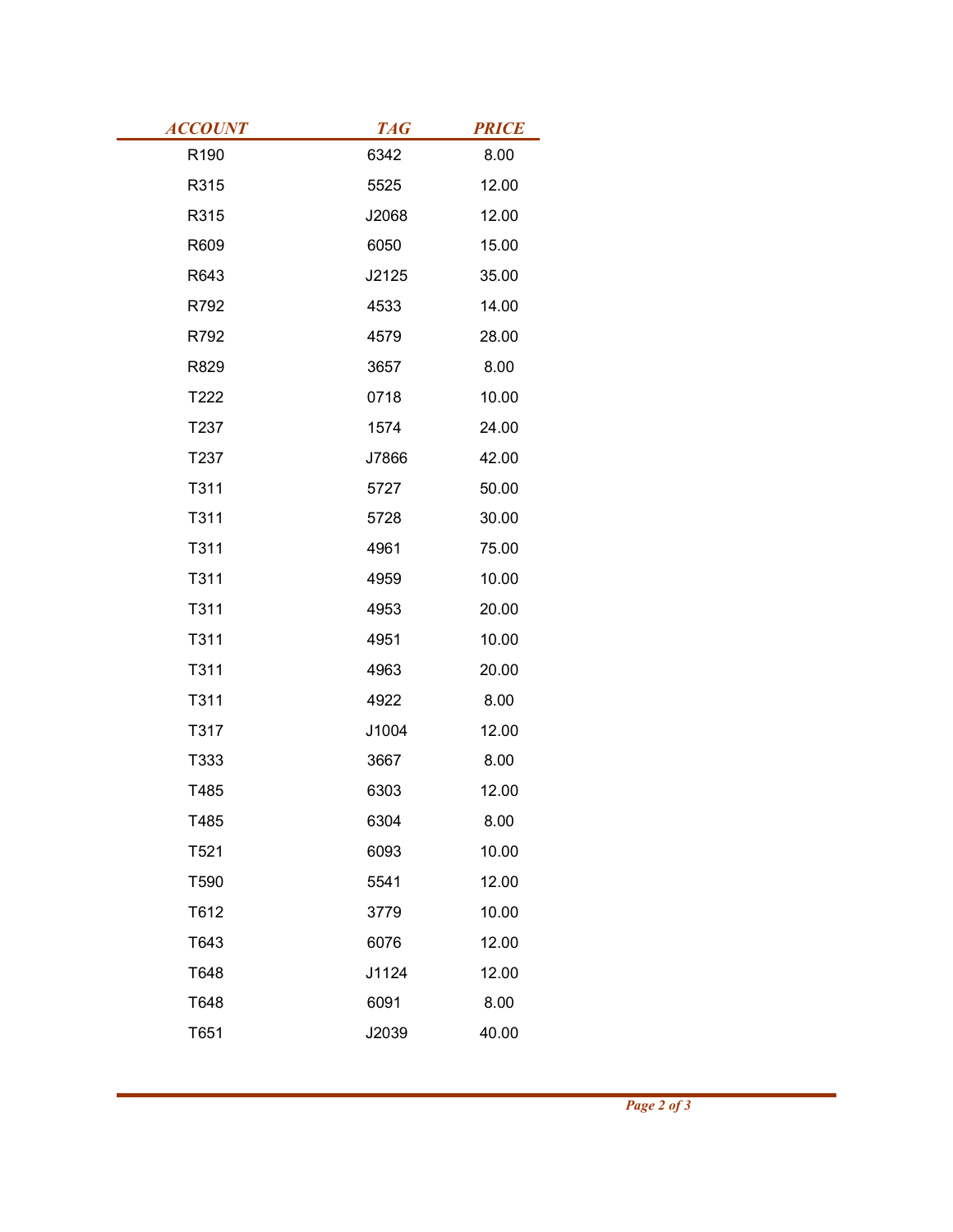| ACCOUNT | TAG | PRICE |
|---|---|---|
| R190 | 6342 | 8.00 |
| R315 | 5525 | 12.00 |
| R315 | J2068 | 12.00 |
| R609 | 6050 | 15.00 |
| R643 | J2125 | 35.00 |
| R792 | 4533 | 14.00 |
| R792 | 4579 | 28.00 |
| R829 | 3657 | 8.00 |
| T222 | 0718 | 10.00 |
| T237 | 1574 | 24.00 |
| T237 | J7866 | 42.00 |
| T311 | 5727 | 50.00 |
| T311 | 5728 | 30.00 |
| T311 | 4961 | 75.00 |
| T311 | 4959 | 10.00 |
| T311 | 4953 | 20.00 |
| T311 | 4951 | 10.00 |
| T311 | 4963 | 20.00 |
| T311 | 4922 | 8.00 |
| T317 | J1004 | 12.00 |
| T333 | 3667 | 8.00 |
| T485 | 6303 | 12.00 |
| T485 | 6304 | 8.00 |
| T521 | 6093 | 10.00 |
| T590 | 5541 | 12.00 |
| T612 | 3779 | 10.00 |
| T643 | 6076 | 12.00 |
| T648 | J1124 | 12.00 |
| T648 | 6091 | 8.00 |
| T651 | J2039 | 40.00 |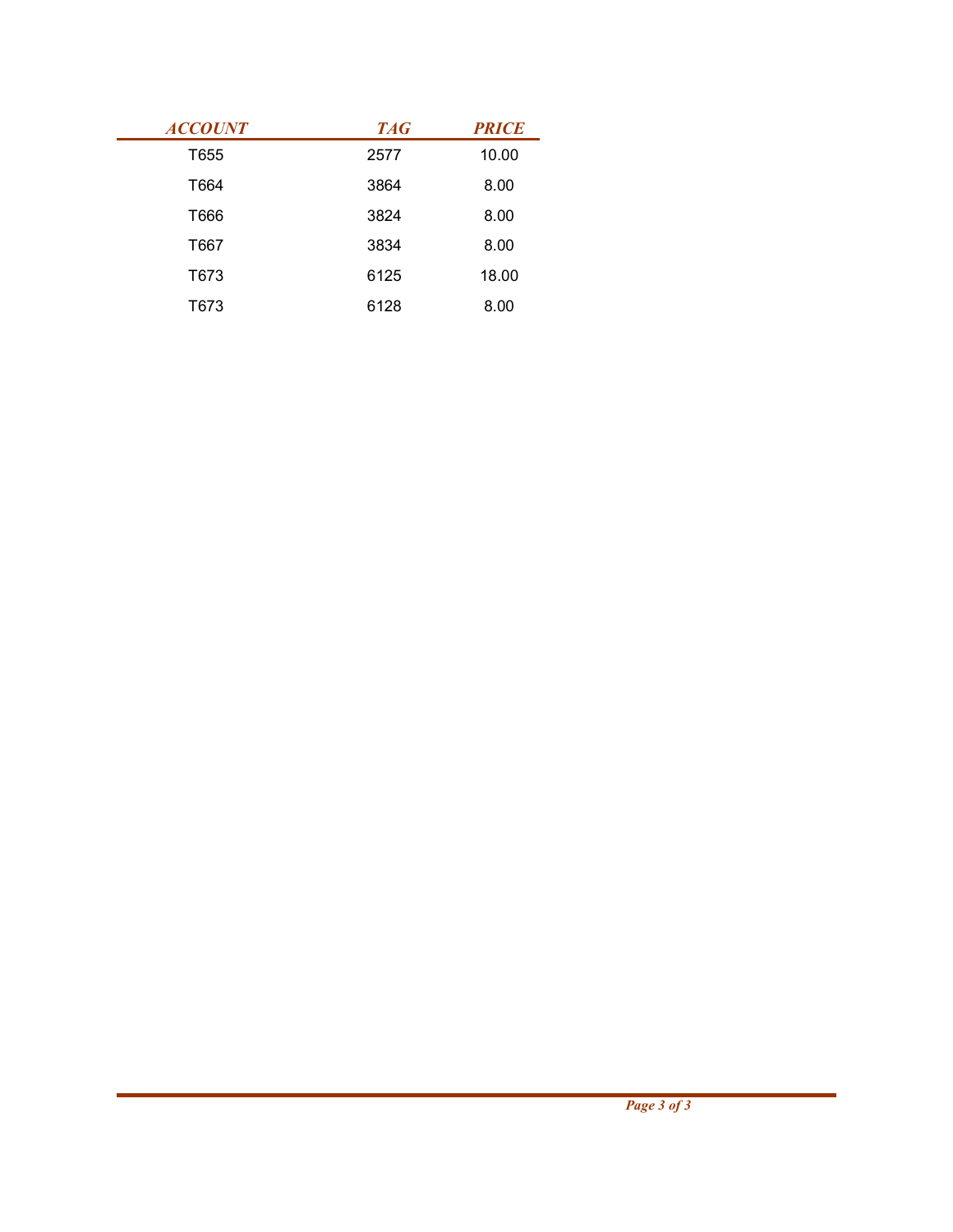| ACCOUNT | TAG | PRICE |
|---|---|---|
| T655 | 2577 | 10.00 |
| T664 | 3864 | 8.00 |
| T666 | 3824 | 8.00 |
| T667 | 3834 | 8.00 |
| T673 | 6125 | 18.00 |
| T673 | 6128 | 8.00 |